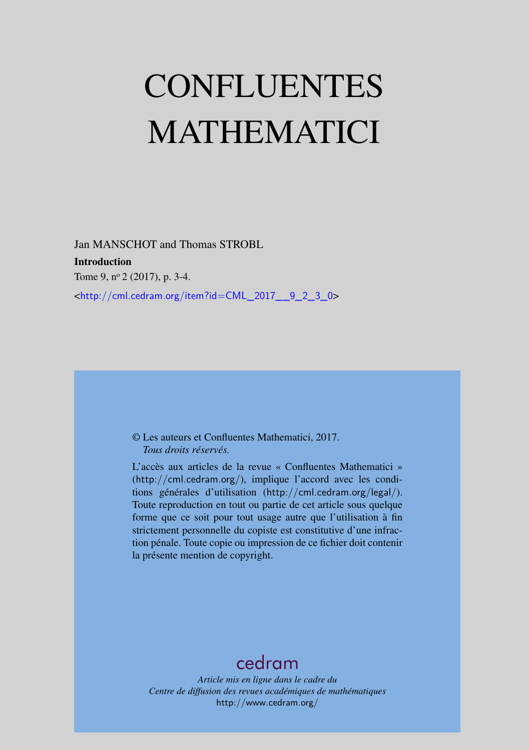# CONFLUENTES MATHEMATICI

Jan MANSCHOT and Thomas STROBL

**Introduction**

Tome 9, n$^{o}$ 2 (2017), p. 3-4.

<http://cml.cedram.org/item?id=CML_2017__9_2_3_0>

© Les auteurs et Confluentes Mathematici, 2017.
*Tous droits réservés.*

L'accès aux articles de la revue « Confluentes Mathematici » (http://cml.cedram.org/), implique l'accord avec les conditions générales d'utilisation (http://cml.cedram.org/legal/). Toute reproduction en tout ou partie de cet article sous quelque forme que ce soit pour tout usage autre que l'utilisation à fin strictement personnelle du copiste est constitutive d'une infraction pénale. Toute copie ou impression de ce fichier doit contenir la présente mention de copyright.

cedram

*Article mis en ligne dans le cadre du*
*Centre de diffusion des revues académiques de mathématiques*
http://www.cedram.org/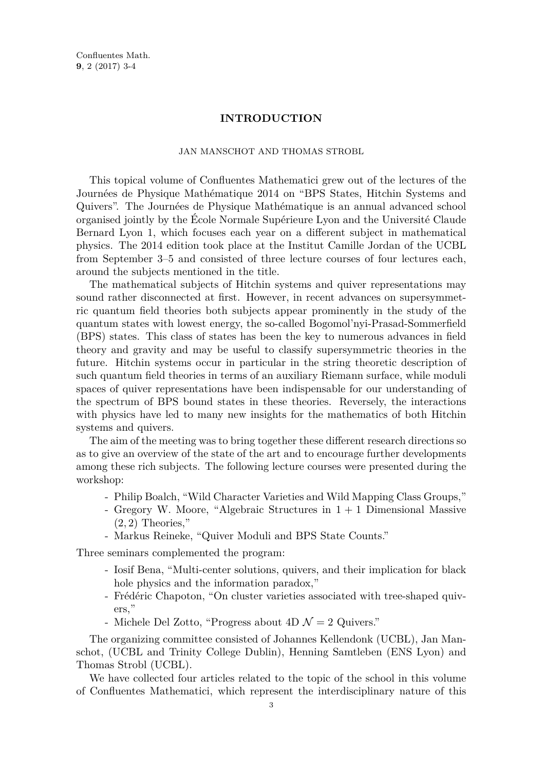# INTRODUCTION

JAN MANSCHOT AND THOMAS STROBL

This topical volume of Confluentes Mathematici grew out of the lectures of the Journées de Physique Mathématique 2014 on “BPS States, Hitchin Systems and Quivers”. The Journées de Physique Mathématique is an annual advanced school organised jointly by the École Normale Supérieure Lyon and the Université Claude Bernard Lyon 1, which focuses each year on a different subject in mathematical physics. The 2014 edition took place at the Institut Camille Jordan of the UCBL from September 3–5 and consisted of three lecture courses of four lectures each, around the subjects mentioned in the title.

The mathematical subjects of Hitchin systems and quiver representations may sound rather disconnected at first. However, in recent advances on supersymmetric quantum field theories both subjects appear prominently in the study of the quantum states with lowest energy, the so-called Bogomol'nyi-Prasad-Sommerfield (BPS) states. This class of states has been the key to numerous advances in field theory and gravity and may be useful to classify supersymmetric theories in the future. Hitchin systems occur in particular in the string theoretic description of such quantum field theories in terms of an auxiliary Riemann surface, while moduli spaces of quiver representations have been indispensable for our understanding of the spectrum of BPS bound states in these theories. Reversely, the interactions with physics have led to many new insights for the mathematics of both Hitchin systems and quivers.

The aim of the meeting was to bring together these different research directions so as to give an overview of the state of the art and to encourage further developments among these rich subjects. The following lecture courses were presented during the workshop:

- Philip Boalch, “Wild Character Varieties and Wild Mapping Class Groups,”
- Gregory W. Moore, “Algebraic Structures in $1+1$ Dimensional Massive $(2,2)$ Theories,”
- Markus Reineke, “Quiver Moduli and BPS State Counts.”

Three seminars complemented the program:

- Iosif Bena, “Multi-center solutions, quivers, and their implication for black hole physics and the information paradox,”
- Frédéric Chapoton, “On cluster varieties associated with tree-shaped quivers,”
- Michele Del Zotto, “Progress about 4D $\mathcal{N}=2$ Quivers.”

The organizing committee consisted of Johannes Kellendonk (UCBL), Jan Manschot, (UCBL and Trinity College Dublin), Henning Samtleben (ENS Lyon) and Thomas Strobl (UCBL).

We have collected four articles related to the topic of the school in this volume of Confluentes Mathematici, which represent the interdisciplinary nature of this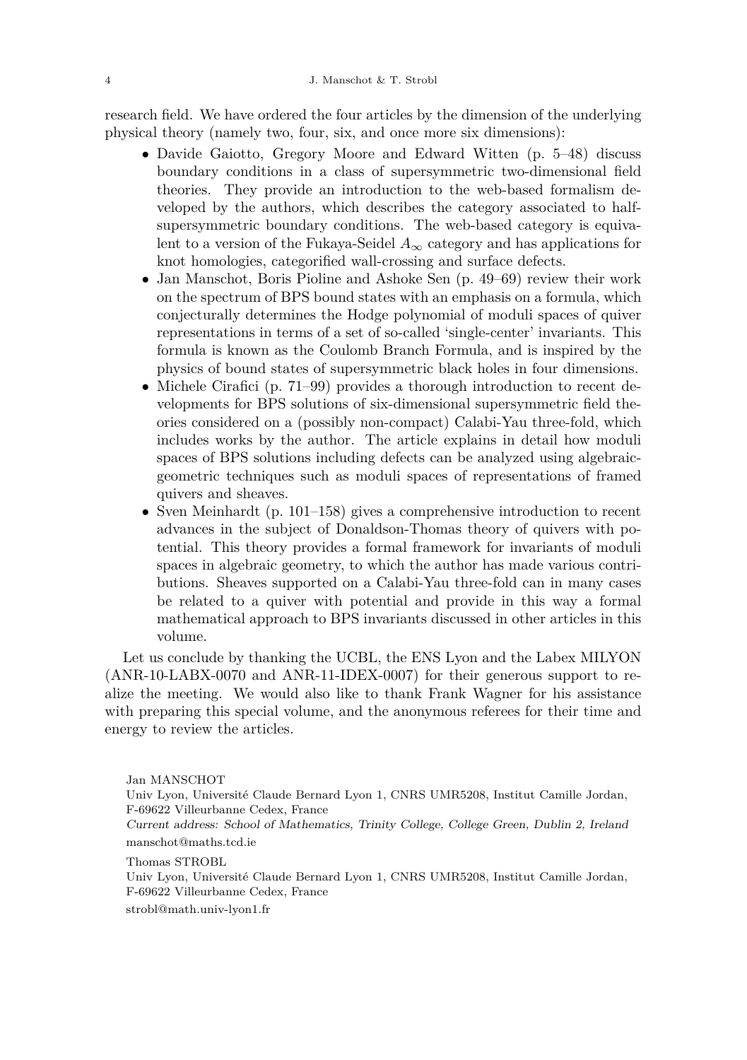research field. We have ordered the four articles by the dimension of the underlying physical theory (namely two, four, six, and once more six dimensions):

- Davide Gaiotto, Gregory Moore and Edward Witten (p. 5–48) discuss boundary conditions in a class of supersymmetric two-dimensional field theories. They provide an introduction to the web-based formalism developed by the authors, which describes the category associated to half-supersymmetric boundary conditions. The web-based category is equivalent to a version of the Fukaya-Seidel $A_\infty$ category and has applications for knot homologies, categorified wall-crossing and surface defects.
- Jan Manschot, Boris Pioline and Ashoke Sen (p. 49–69) review their work on the spectrum of BPS bound states with an emphasis on a formula, which conjecturally determines the Hodge polynomial of moduli spaces of quiver representations in terms of a set of so-called 'single-center' invariants. This formula is known as the Coulomb Branch Formula, and is inspired by the physics of bound states of supersymmetric black holes in four dimensions.
- Michele Cirafici (p. 71–99) provides a thorough introduction to recent developments for BPS solutions of six-dimensional supersymmetric field theories considered on a (possibly non-compact) Calabi-Yau three-fold, which includes works by the author. The article explains in detail how moduli spaces of BPS solutions including defects can be analyzed using algebraic-geometric techniques such as moduli spaces of representations of framed quivers and sheaves.
- Sven Meinhardt (p. 101–158) gives a comprehensive introduction to recent advances in the subject of Donaldson-Thomas theory of quivers with potential. This theory provides a formal framework for invariants of moduli spaces in algebraic geometry, to which the author has made various contributions. Sheaves supported on a Calabi-Yau three-fold can in many cases be related to a quiver with potential and provide in this way a formal mathematical approach to BPS invariants discussed in other articles in this volume.

Let us conclude by thanking the UCBL, the ENS Lyon and the Labex MILYON (ANR-10-LABX-0070 and ANR-11-IDEX-0007) for their generous support to realize the meeting. We would also like to thank Frank Wagner for his assistance with preparing this special volume, and the anonymous referees for their time and energy to review the articles.

Jan MANSCHOT
Univ Lyon, Université Claude Bernard Lyon 1, CNRS UMR5208, Institut Camille Jordan, F-69622 Villeurbanne Cedex, France
*Current address: School of Mathematics, Trinity College, College Green, Dublin 2, Ireland*
manschot@maths.tcd.ie

Thomas STROBL
Univ Lyon, Université Claude Bernard Lyon 1, CNRS UMR5208, Institut Camille Jordan, F-69622 Villeurbanne Cedex, France
strobl@math.univ-lyon1.fr